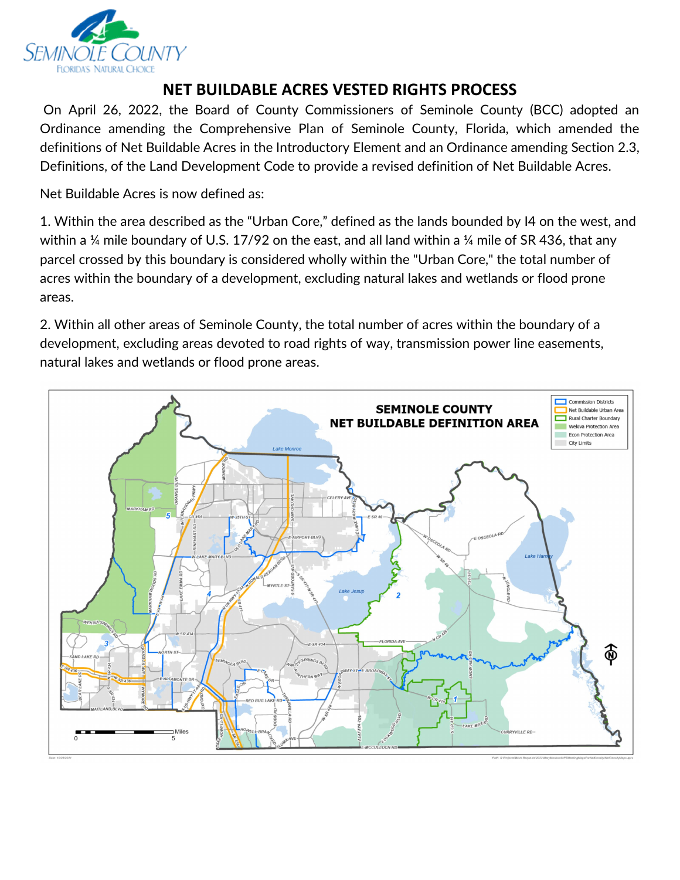# NET BUILDABLE ACRES VESTED RIGHTS PROCESS

On April 26, 2022, the Board of County Commissioners of Seminole County (BCC) adopted an Ordinance amending the Comprehensive Plan of Seminole County, Florida, which amended the definitions of Net Buildable Acres in the Introductory Element and an Ordinance amending Section 2.3, Definitions, of the Land Development Code to provide a revised definition of Net Buildable Acres.

Net Buildable Acres is now defined as:

1. Within the area described as the "Urban Core," defined as the lands bounded by I4 on the west, and within a ¼ mile boundary of U.S. 17/92 on the east, and all land within a ¼ mile of SR 436, that any parcel crossed by this boundary is considered wholly within the "Urban Core," the total number of acres within the boundary of a development, excluding natural lakes and wetlands or flood prone areas.

2. Within all other areas of Seminole County, the total number of acres within the boundary of a development, excluding areas devoted to road rights of way, transmission power line easements, natural lakes and wetlands or flood prone areas.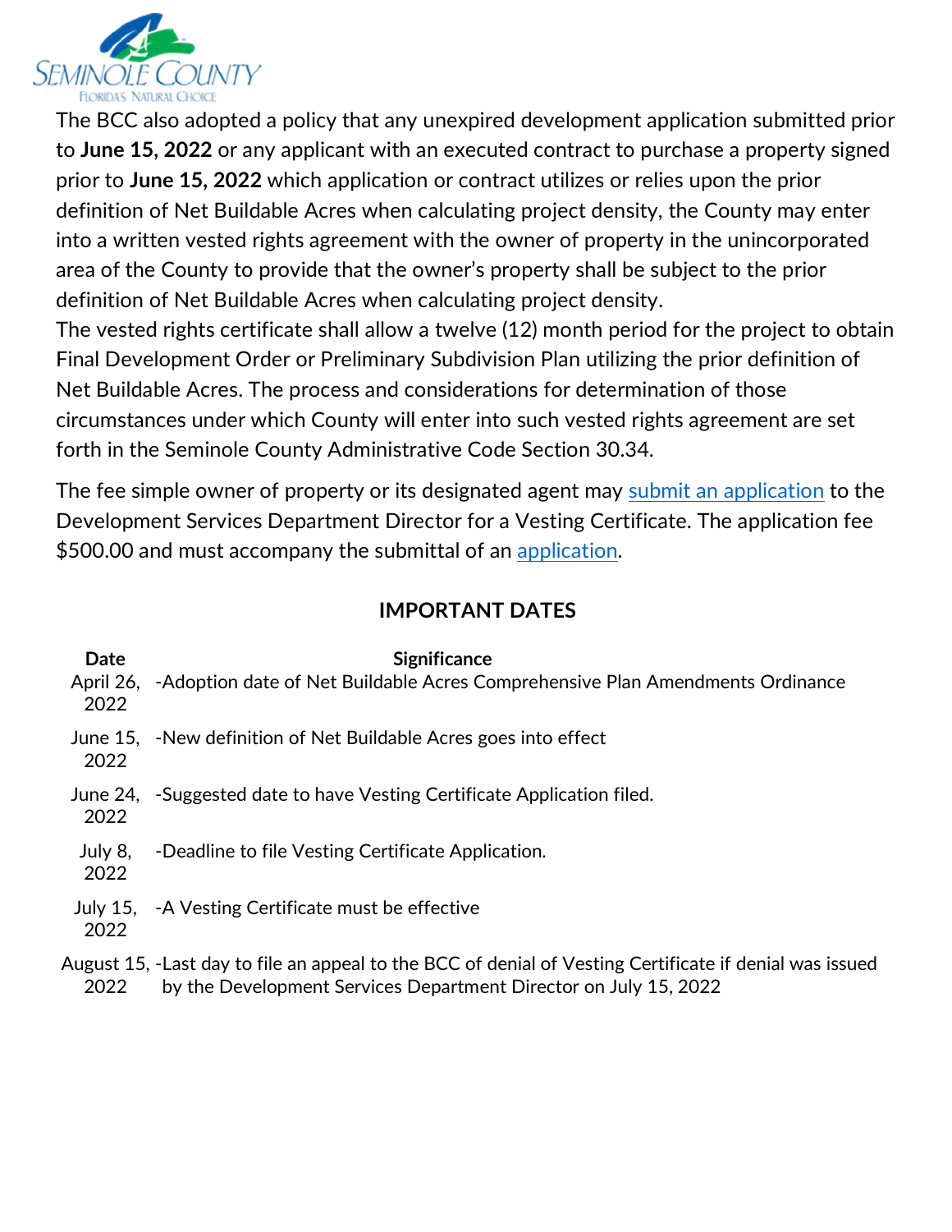The BCC also adopted a policy that any unexpired development application submitted prior to **June 15, 2022** or any applicant with an executed contract to purchase a property signed prior to **June 15, 2022** which application or contract utilizes or relies upon the prior definition of Net Buildable Acres when calculating project density, the County may enter into a written vested rights agreement with the owner of property in the unincorporated area of the County to provide that the owner's property shall be subject to the prior definition of Net Buildable Acres when calculating project density.

The vested rights certificate shall allow a twelve (12) month period for the project to obtain Final Development Order or Preliminary Subdivision Plan utilizing the prior definition of Net Buildable Acres. The process and considerations for determination of those circumstances under which County will enter into such vested rights agreement are set forth in the Seminole County Administrative Code Section 30.34.

The fee simple owner of property or its designated agent may submit an application to the Development Services Department Director for a Vesting Certificate. The application fee $500.00 and must accompany the submittal of an application.

## IMPORTANT DATES

| Date | Significance |
|---|---|
| April 26, 2022 | -Adoption date of Net Buildable Acres Comprehensive Plan Amendments Ordinance |
| June 15, 2022 | -New definition of Net Buildable Acres goes into effect |
| June 24, 2022 | -Suggested date to have Vesting Certificate Application filed. |
| July 8, 2022 | -Deadline to file Vesting Certificate Application. |
| July 15, 2022 | -A Vesting Certificate must be effective |
| August 15, 2022 | -Last day to file an appeal to the BCC of denial of Vesting Certificate if denial was issued by the Development Services Department Director on July 15, 2022 |